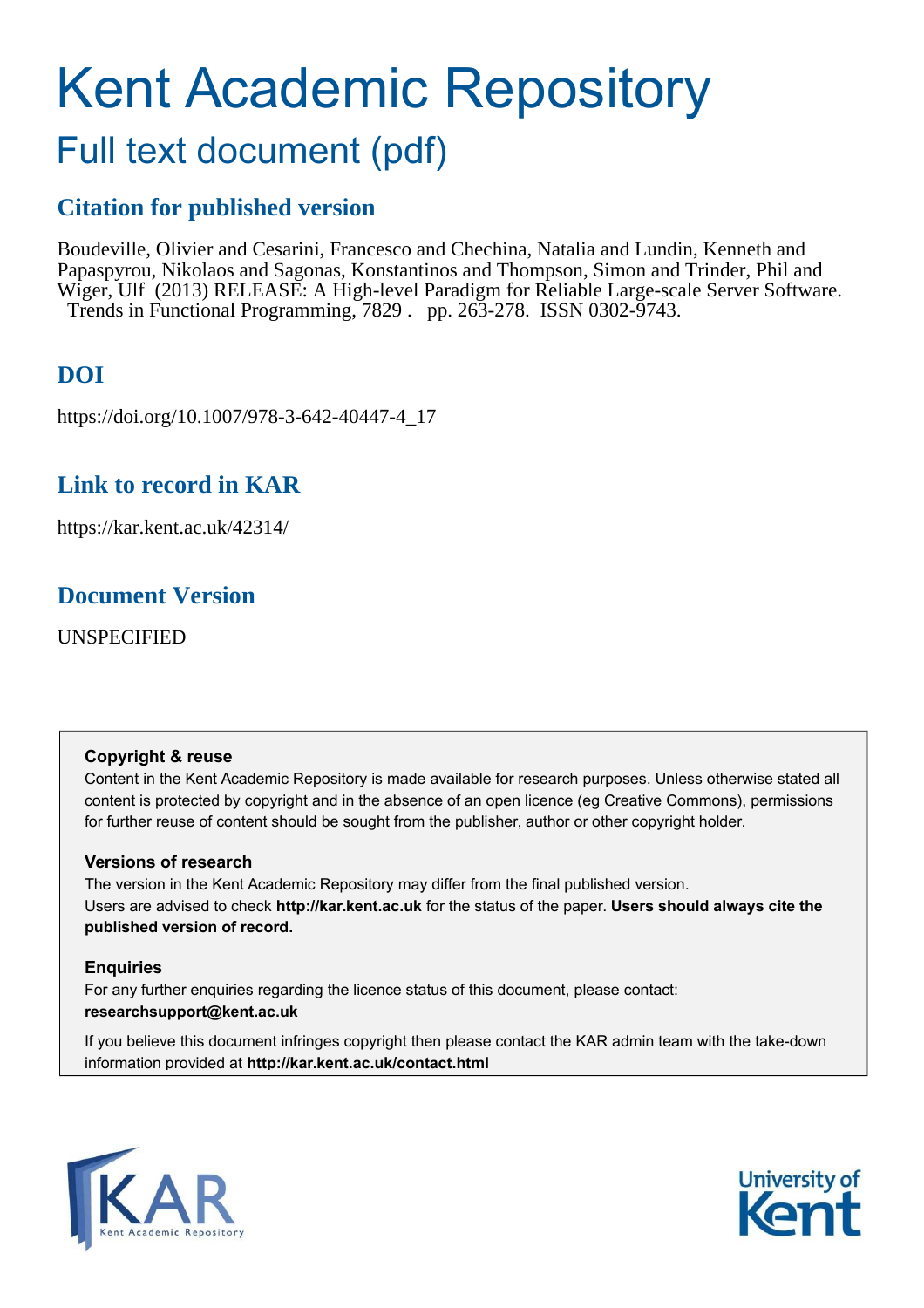# Kent Academic Repository

## Full text document (pdf)

### Citation for published version

Boudeville, Olivier and Cesarini, Francesco and Chechina, Natalia and Lundin, Kenneth and Papaspyrou, Nikolaos and Sagonas, Konstantinos and Thompson, Simon and Trinder, Phil and Wiger, Ulf (2013) RELEASE: A High-level Paradigm for Reliable Large-scale Server Software. Trends in Functional Programming, 7829 . pp. 263-278. ISSN 0302-9743.

### DOI

https://doi.org/10.1007/978-3-642-40447-4_17

### Link to record in KAR

https://kar.kent.ac.uk/42314/

### Document Version

UNSPECIFIED

**Copyright & reuse**

Content in the Kent Academic Repository is made available for research purposes. Unless otherwise stated all content is protected by copyright and in the absence of an open licence (eg Creative Commons), permissions for further reuse of content should be sought from the publisher, author or other copyright holder.

**Versions of research**

The version in the Kent Academic Repository may differ from the final published version. Users are advised to check **http://kar.kent.ac.uk** for the status of the paper. **Users should always cite the published version of record.**

**Enquiries**

For any further enquiries regarding the licence status of this document, please contact: **researchsupport@kent.ac.uk**

If you believe this document infringes copyright then please contact the KAR admin team with the take-down information provided at **http://kar.kent.ac.uk/contact.html**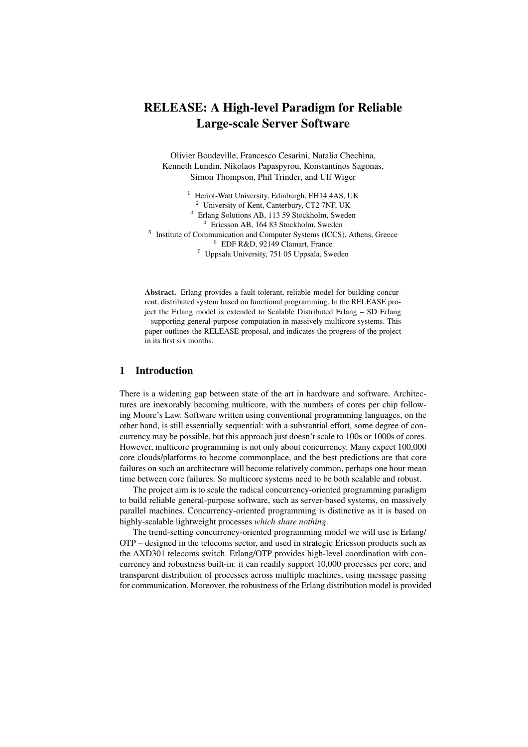# RELEASE: A High-level Paradigm for Reliable Large-scale Server Software

Olivier Boudeville, Francesco Cesarini, Natalia Chechina, Kenneth Lundin, Nikolaos Papaspyrou, Konstantinos Sagonas, Simon Thompson, Phil Trinder, and Ulf Wiger

[1] Heriot-Watt University, Edinburgh, EH14 4AS, UK
[2] University of Kent, Canterbury, CT2 7NF, UK
[3] Erlang Solutions AB, 113 59 Stockholm, Sweden
[4] Ericsson AB, 164 83 Stockholm, Sweden
[5] Institute of Communication and Computer Systems (ICCS), Athens, Greece
[6] EDF R&D, 92149 Clamart, France
[7] Uppsala University, 751 05 Uppsala, Sweden

**Abstract.** Erlang provides a fault-tolerant, reliable model for building concurrent, distributed system based on functional programming. In the RELEASE project the Erlang model is extended to Scalable Distributed Erlang – SD Erlang – supporting general-purpose computation in massively multicore systems. This paper outlines the RELEASE proposal, and indicates the progress of the project in its first six months.

## 1 Introduction

There is a widening gap between state of the art in hardware and software. Architectures are inexorably becoming multicore, with the numbers of cores per chip following Moore's Law. Software written using conventional programming languages, on the other hand, is still essentially sequential: with a substantial effort, some degree of concurrency may be possible, but this approach just doesn't scale to 100s or 1000s of cores. However, multicore programming is not only about concurrency. Many expect 100,000 core clouds/platforms to become commonplace, and the best predictions are that core failures on such an architecture will become relatively common, perhaps one hour mean time between core failures. So multicore systems need to be both scalable and robust.

The project aim is to scale the radical concurrency-oriented programming paradigm to build reliable general-purpose software, such as server-based systems, on massively parallel machines. Concurrency-oriented programming is distinctive as it is based on highly-scalable lightweight processes *which share nothing*.

The trend-setting concurrency-oriented programming model we will use is Erlang/OTP – designed in the telecoms sector, and used in strategic Ericsson products such as the AXD301 telecoms switch. Erlang/OTP provides high-level coordination with concurrency and robustness built-in: it can readily support 10,000 processes per core, and transparent distribution of processes across multiple machines, using message passing for communication. Moreover, the robustness of the Erlang distribution model is provided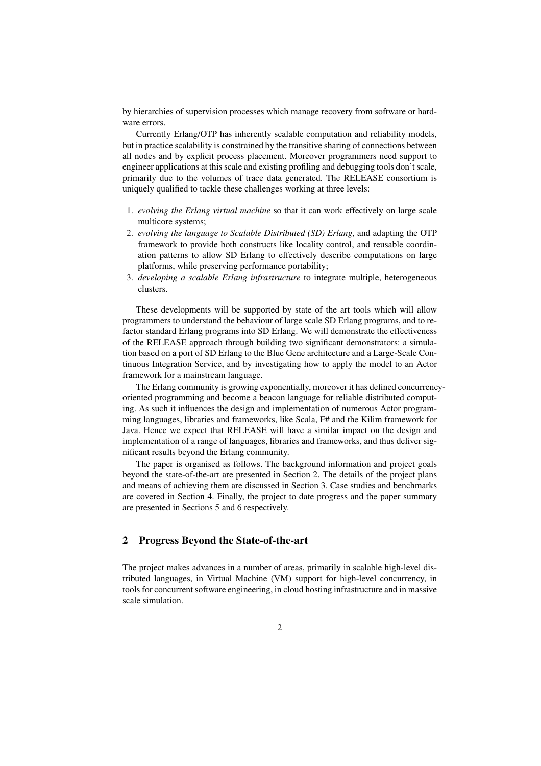by hierarchies of supervision processes which manage recovery from software or hardware errors.

Currently Erlang/OTP has inherently scalable computation and reliability models, but in practice scalability is constrained by the transitive sharing of connections between all nodes and by explicit process placement. Moreover programmers need support to engineer applications at this scale and existing profiling and debugging tools don't scale, primarily due to the volumes of trace data generated. The RELEASE consortium is uniquely qualified to tackle these challenges working at three levels:

1. *evolving the Erlang virtual machine* so that it can work effectively on large scale multicore systems;
2. *evolving the language to Scalable Distributed (SD) Erlang*, and adapting the OTP framework to provide both constructs like locality control, and reusable coordination patterns to allow SD Erlang to effectively describe computations on large platforms, while preserving performance portability;
3. *developing a scalable Erlang infrastructure* to integrate multiple, heterogeneous clusters.

These developments will be supported by state of the art tools which will allow programmers to understand the behaviour of large scale SD Erlang programs, and to refactor standard Erlang programs into SD Erlang. We will demonstrate the effectiveness of the RELEASE approach through building two significant demonstrators: a simulation based on a port of SD Erlang to the Blue Gene architecture and a Large-Scale Continuous Integration Service, and by investigating how to apply the model to an Actor framework for a mainstream language.

The Erlang community is growing exponentially, moreover it has defined concurrency-oriented programming and become a beacon language for reliable distributed computing. As such it influences the design and implementation of numerous Actor programming languages, libraries and frameworks, like Scala, F# and the Kilim framework for Java. Hence we expect that RELEASE will have a similar impact on the design and implementation of a range of languages, libraries and frameworks, and thus deliver significant results beyond the Erlang community.

The paper is organised as follows. The background information and project goals beyond the state-of-the-art are presented in Section 2. The details of the project plans and means of achieving them are discussed in Section 3. Case studies and benchmarks are covered in Section 4. Finally, the project to date progress and the paper summary are presented in Sections 5 and 6 respectively.

## 2 Progress Beyond the State-of-the-art

The project makes advances in a number of areas, primarily in scalable high-level distributed languages, in Virtual Machine (VM) support for high-level concurrency, in tools for concurrent software engineering, in cloud hosting infrastructure and in massive scale simulation.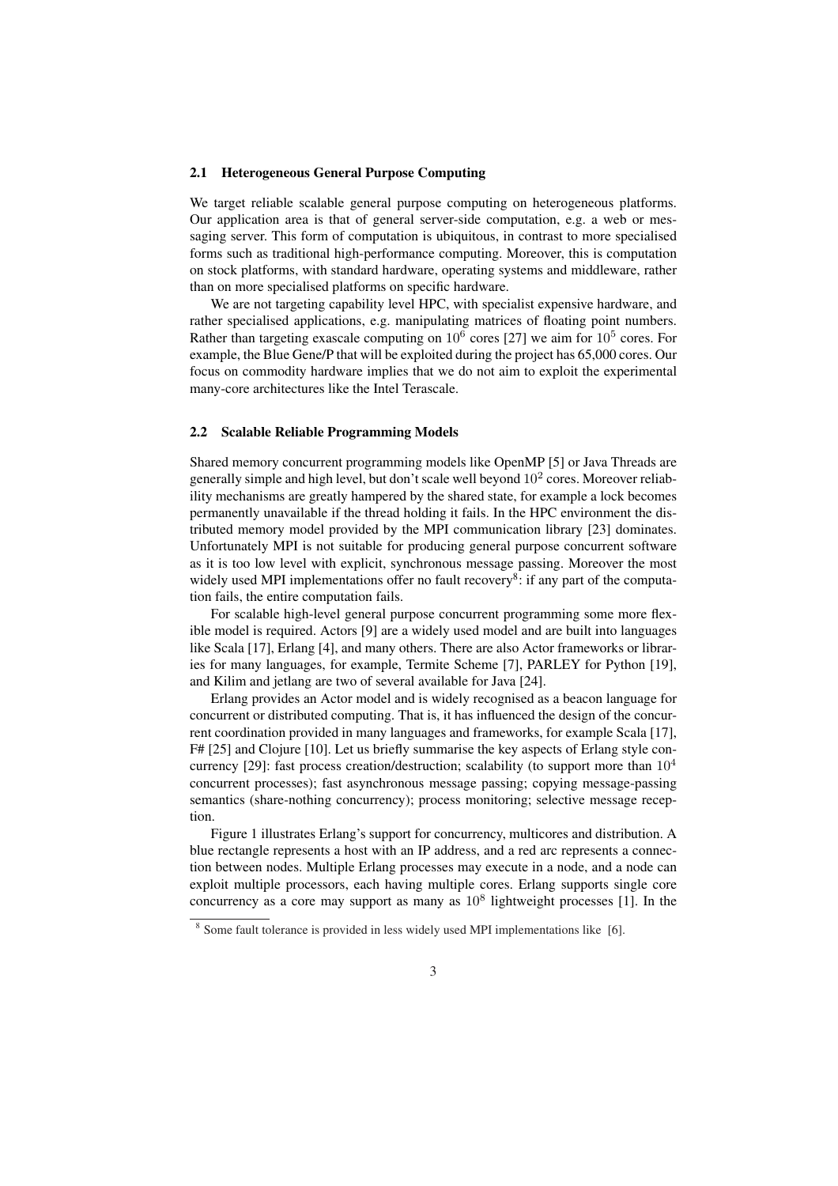### 2.1 Heterogeneous General Purpose Computing

We target reliable scalable general purpose computing on heterogeneous platforms. Our application area is that of general server-side computation, e.g. a web or messaging server. This form of computation is ubiquitous, in contrast to more specialised forms such as traditional high-performance computing. Moreover, this is computation on stock platforms, with standard hardware, operating systems and middleware, rather than on more specialised platforms on specific hardware.

We are not targeting capability level HPC, with specialist expensive hardware, and rather specialised applications, e.g. manipulating matrices of floating point numbers. Rather than targeting exascale computing on $10^6$ cores [27] we aim for $10^5$ cores. For example, the Blue Gene/P that will be exploited during the project has 65,000 cores. Our focus on commodity hardware implies that we do not aim to exploit the experimental many-core architectures like the Intel Terascale.

### 2.2 Scalable Reliable Programming Models

Shared memory concurrent programming models like OpenMP [5] or Java Threads are generally simple and high level, but don't scale well beyond $10^2$ cores. Moreover reliability mechanisms are greatly hampered by the shared state, for example a lock becomes permanently unavailable if the thread holding it fails. In the HPC environment the distributed memory model provided by the MPI communication library [23] dominates. Unfortunately MPI is not suitable for producing general purpose concurrent software as it is too low level with explicit, synchronous message passing. Moreover the most widely used MPI implementations offer no fault recovery[8]: if any part of the computation fails, the entire computation fails.

For scalable high-level general purpose concurrent programming some more flexible model is required. Actors [9] are a widely used model and are built into languages like Scala [17], Erlang [4], and many others. There are also Actor frameworks or libraries for many languages, for example, Termite Scheme [7], PARLEY for Python [19], and Kilim and jetlang are two of several available for Java [24].

Erlang provides an Actor model and is widely recognised as a beacon language for concurrent or distributed computing. That is, it has influenced the design of the concurrent coordination provided in many languages and frameworks, for example Scala [17], F# [25] and Clojure [10]. Let us briefly summarise the key aspects of Erlang style concurrency [29]: fast process creation/destruction; scalability (to support more than $10^4$ concurrent processes); fast asynchronous message passing; copying message-passing semantics (share-nothing concurrency); process monitoring; selective message reception.

Figure 1 illustrates Erlang's support for concurrency, multicores and distribution. A blue rectangle represents a host with an IP address, and a red arc represents a connection between nodes. Multiple Erlang processes may execute in a node, and a node can exploit multiple processors, each having multiple cores. Erlang supports single core concurrency as a core may support as many as $10^8$ lightweight processes [1]. In the

[8] Some fault tolerance is provided in less widely used MPI implementations like [6].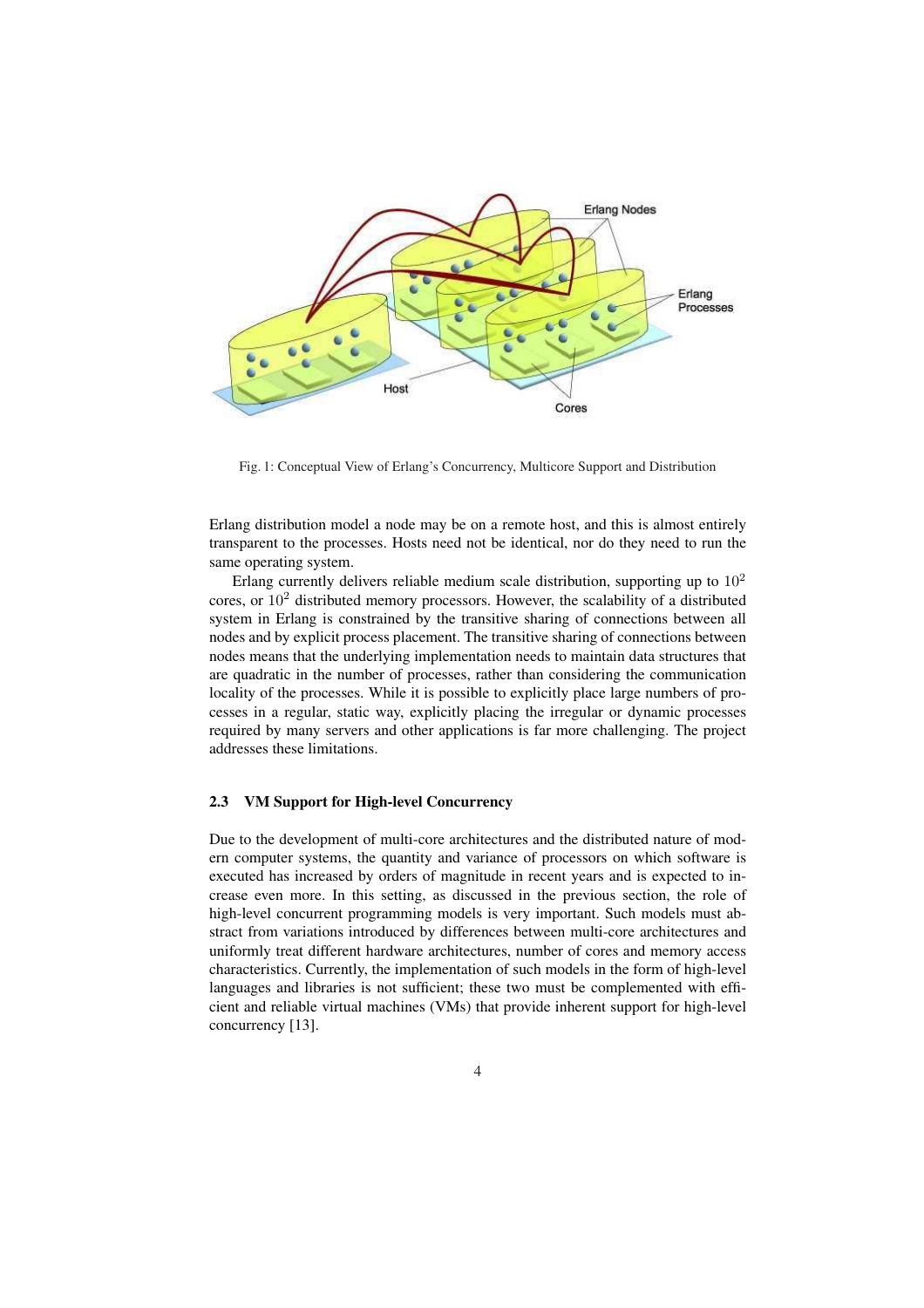Fig. 1: Conceptual View of Erlang's Concurrency, Multicore Support and Distribution

Erlang distribution model a node may be on a remote host, and this is almost entirely transparent to the processes. Hosts need not be identical, nor do they need to run the same operating system.

Erlang currently delivers reliable medium scale distribution, supporting up to $10^2$ cores, or $10^2$ distributed memory processors. However, the scalability of a distributed system in Erlang is constrained by the transitive sharing of connections between all nodes and by explicit process placement. The transitive sharing of connections between nodes means that the underlying implementation needs to maintain data structures that are quadratic in the number of processes, rather than considering the communication locality of the processes. While it is possible to explicitly place large numbers of processes in a regular, static way, explicitly placing the irregular or dynamic processes required by many servers and other applications is far more challenging. The project addresses these limitations.

### 2.3 VM Support for High-level Concurrency

Due to the development of multi-core architectures and the distributed nature of modern computer systems, the quantity and variance of processors on which software is executed has increased by orders of magnitude in recent years and is expected to increase even more. In this setting, as discussed in the previous section, the role of high-level concurrent programming models is very important. Such models must abstract from variations introduced by differences between multi-core architectures and uniformly treat different hardware architectures, number of cores and memory access characteristics. Currently, the implementation of such models in the form of high-level languages and libraries is not sufficient; these two must be complemented with efficient and reliable virtual machines (VMs) that provide inherent support for high-level concurrency [13].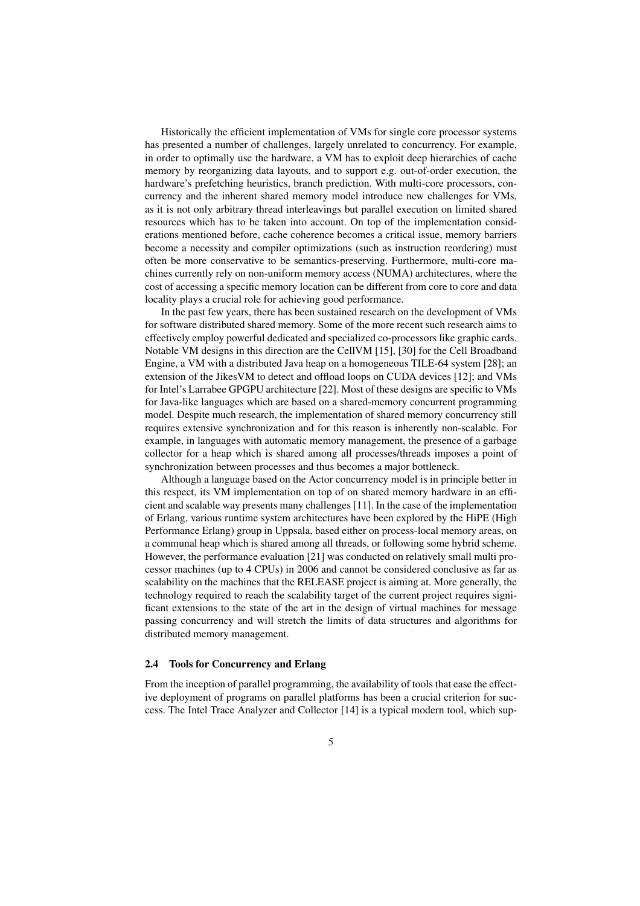Historically the efficient implementation of VMs for single core processor systems has presented a number of challenges, largely unrelated to concurrency. For example, in order to optimally use the hardware, a VM has to exploit deep hierarchies of cache memory by reorganizing data layouts, and to support e.g. out-of-order execution, the hardware's prefetching heuristics, branch prediction. With multi-core processors, concurrency and the inherent shared memory model introduce new challenges for VMs, as it is not only arbitrary thread interleavings but parallel execution on limited shared resources which has to be taken into account. On top of the implementation considerations mentioned before, cache coherence becomes a critical issue, memory barriers become a necessity and compiler optimizations (such as instruction reordering) must often be more conservative to be semantics-preserving. Furthermore, multi-core machines currently rely on non-uniform memory access (NUMA) architectures, where the cost of accessing a specific memory location can be different from core to core and data locality plays a crucial role for achieving good performance.

In the past few years, there has been sustained research on the development of VMs for software distributed shared memory. Some of the more recent such research aims to effectively employ powerful dedicated and specialized co-processors like graphic cards. Notable VM designs in this direction are the CellVM [15], [30] for the Cell Broadband Engine, a VM with a distributed Java heap on a homogeneous TILE-64 system [28]; an extension of the JikesVM to detect and offload loops on CUDA devices [12]; and VMs for Intel's Larrabee GPGPU architecture [22]. Most of these designs are specific to VMs for Java-like languages which are based on a shared-memory concurrent programming model. Despite much research, the implementation of shared memory concurrency still requires extensive synchronization and for this reason is inherently non-scalable. For example, in languages with automatic memory management, the presence of a garbage collector for a heap which is shared among all processes/threads imposes a point of synchronization between processes and thus becomes a major bottleneck.

Although a language based on the Actor concurrency model is in principle better in this respect, its VM implementation on top of on shared memory hardware in an efficient and scalable way presents many challenges [11]. In the case of the implementation of Erlang, various runtime system architectures have been explored by the HiPE (High Performance Erlang) group in Uppsala, based either on process-local memory areas, on a communal heap which is shared among all threads, or following some hybrid scheme. However, the performance evaluation [21] was conducted on relatively small multi processor machines (up to 4 CPUs) in 2006 and cannot be considered conclusive as far as scalability on the machines that the RELEASE project is aiming at. More generally, the technology required to reach the scalability target of the current project requires significant extensions to the state of the art in the design of virtual machines for message passing concurrency and will stretch the limits of data structures and algorithms for distributed memory management.

### 2.4 Tools for Concurrency and Erlang

From the inception of parallel programming, the availability of tools that ease the effective deployment of programs on parallel platforms has been a crucial criterion for success. The Intel Trace Analyzer and Collector [14] is a typical modern tool, which sup-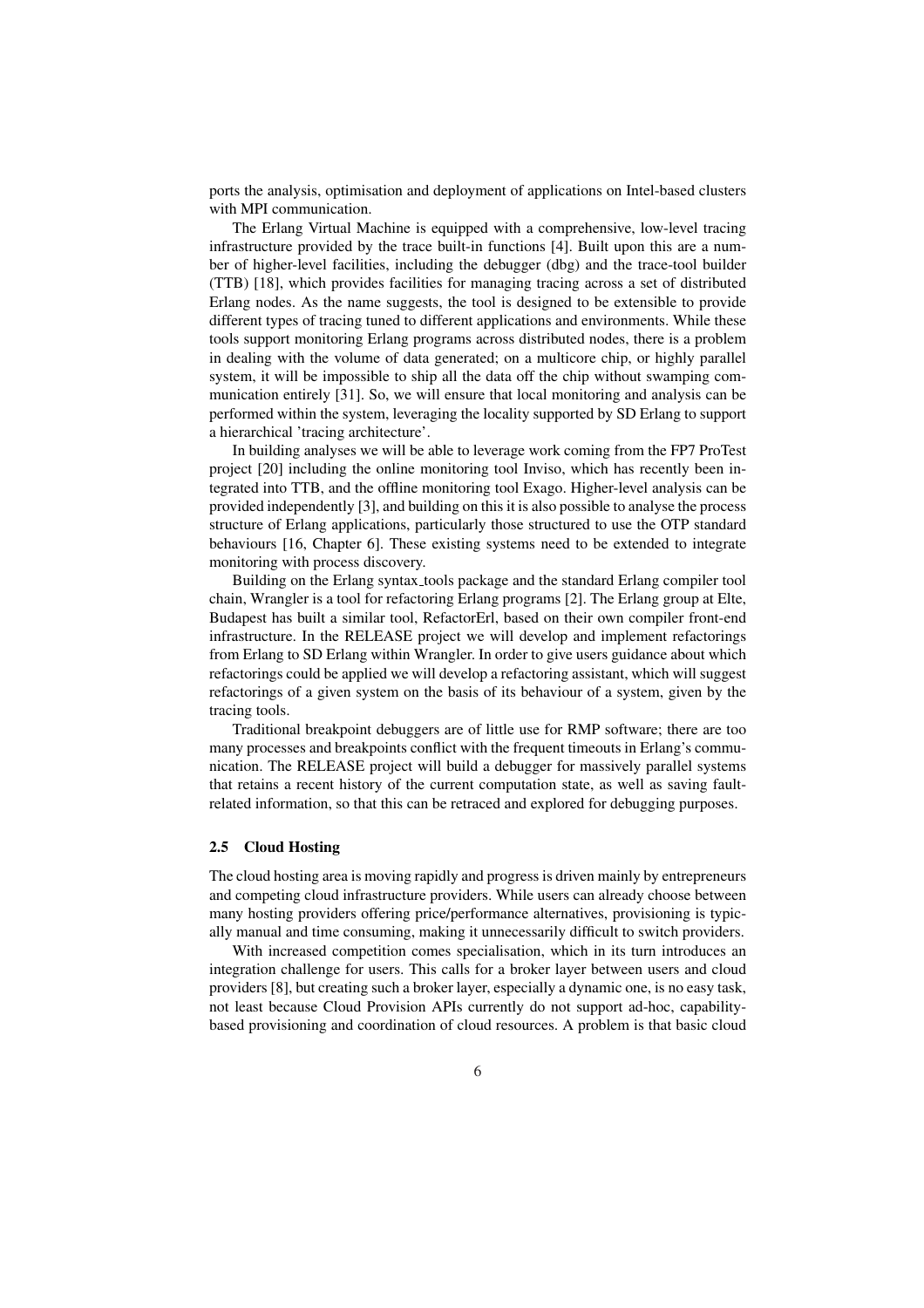ports the analysis, optimisation and deployment of applications on Intel-based clusters with MPI communication.

The Erlang Virtual Machine is equipped with a comprehensive, low-level tracing infrastructure provided by the trace built-in functions [4]. Built upon this are a number of higher-level facilities, including the debugger (dbg) and the trace-tool builder (TTB) [18], which provides facilities for managing tracing across a set of distributed Erlang nodes. As the name suggests, the tool is designed to be extensible to provide different types of tracing tuned to different applications and environments. While these tools support monitoring Erlang programs across distributed nodes, there is a problem in dealing with the volume of data generated; on a multicore chip, or highly parallel system, it will be impossible to ship all the data off the chip without swamping communication entirely [31]. So, we will ensure that local monitoring and analysis can be performed within the system, leveraging the locality supported by SD Erlang to support a hierarchical 'tracing architecture'.

In building analyses we will be able to leverage work coming from the FP7 ProTest project [20] including the online monitoring tool Inviso, which has recently been integrated into TTB, and the offline monitoring tool Exago. Higher-level analysis can be provided independently [3], and building on this it is also possible to analyse the process structure of Erlang applications, particularly those structured to use the OTP standard behaviours [16, Chapter 6]. These existing systems need to be extended to integrate monitoring with process discovery.

Building on the Erlang syntax_tools package and the standard Erlang compiler tool chain, Wrangler is a tool for refactoring Erlang programs [2]. The Erlang group at Elte, Budapest has built a similar tool, RefactorErl, based on their own compiler front-end infrastructure. In the RELEASE project we will develop and implement refactorings from Erlang to SD Erlang within Wrangler. In order to give users guidance about which refactorings could be applied we will develop a refactoring assistant, which will suggest refactorings of a given system on the basis of its behaviour of a system, given by the tracing tools.

Traditional breakpoint debuggers are of little use for RMP software; there are too many processes and breakpoints conflict with the frequent timeouts in Erlang's communication. The RELEASE project will build a debugger for massively parallel systems that retains a recent history of the current computation state, as well as saving fault-related information, so that this can be retraced and explored for debugging purposes.

### 2.5 Cloud Hosting

The cloud hosting area is moving rapidly and progress is driven mainly by entrepreneurs and competing cloud infrastructure providers. While users can already choose between many hosting providers offering price/performance alternatives, provisioning is typically manual and time consuming, making it unnecessarily difficult to switch providers.

With increased competition comes specialisation, which in its turn introduces an integration challenge for users. This calls for a broker layer between users and cloud providers [8], but creating such a broker layer, especially a dynamic one, is no easy task, not least because Cloud Provision APIs currently do not support ad-hoc, capability-based provisioning and coordination of cloud resources. A problem is that basic cloud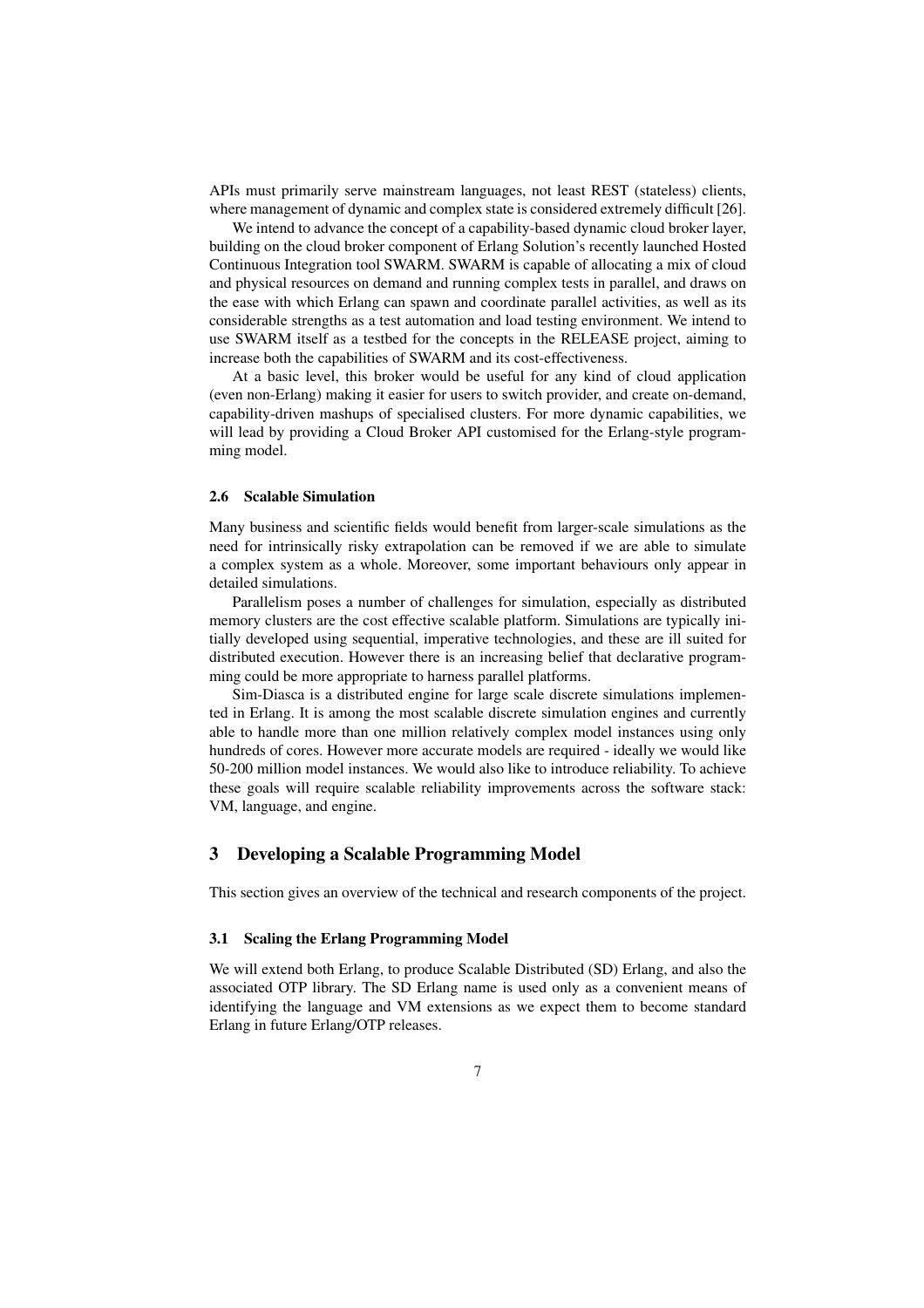APIs must primarily serve mainstream languages, not least REST (stateless) clients, where management of dynamic and complex state is considered extremely difficult [26].

We intend to advance the concept of a capability-based dynamic cloud broker layer, building on the cloud broker component of Erlang Solution's recently launched Hosted Continuous Integration tool SWARM. SWARM is capable of allocating a mix of cloud and physical resources on demand and running complex tests in parallel, and draws on the ease with which Erlang can spawn and coordinate parallel activities, as well as its considerable strengths as a test automation and load testing environment. We intend to use SWARM itself as a testbed for the concepts in the RELEASE project, aiming to increase both the capabilities of SWARM and its cost-effectiveness.

At a basic level, this broker would be useful for any kind of cloud application (even non-Erlang) making it easier for users to switch provider, and create on-demand, capability-driven mashups of specialised clusters. For more dynamic capabilities, we will lead by providing a Cloud Broker API customised for the Erlang-style programming model.

### 2.6 Scalable Simulation

Many business and scientific fields would benefit from larger-scale simulations as the need for intrinsically risky extrapolation can be removed if we are able to simulate a complex system as a whole. Moreover, some important behaviours only appear in detailed simulations.

Parallelism poses a number of challenges for simulation, especially as distributed memory clusters are the cost effective scalable platform. Simulations are typically initially developed using sequential, imperative technologies, and these are ill suited for distributed execution. However there is an increasing belief that declarative programming could be more appropriate to harness parallel platforms.

Sim-Diasca is a distributed engine for large scale discrete simulations implemented in Erlang. It is among the most scalable discrete simulation engines and currently able to handle more than one million relatively complex model instances using only hundreds of cores. However more accurate models are required - ideally we would like 50-200 million model instances. We would also like to introduce reliability. To achieve these goals will require scalable reliability improvements across the software stack: VM, language, and engine.

## 3 Developing a Scalable Programming Model

This section gives an overview of the technical and research components of the project.

### 3.1 Scaling the Erlang Programming Model

We will extend both Erlang, to produce Scalable Distributed (SD) Erlang, and also the associated OTP library. The SD Erlang name is used only as a convenient means of identifying the language and VM extensions as we expect them to become standard Erlang in future Erlang/OTP releases.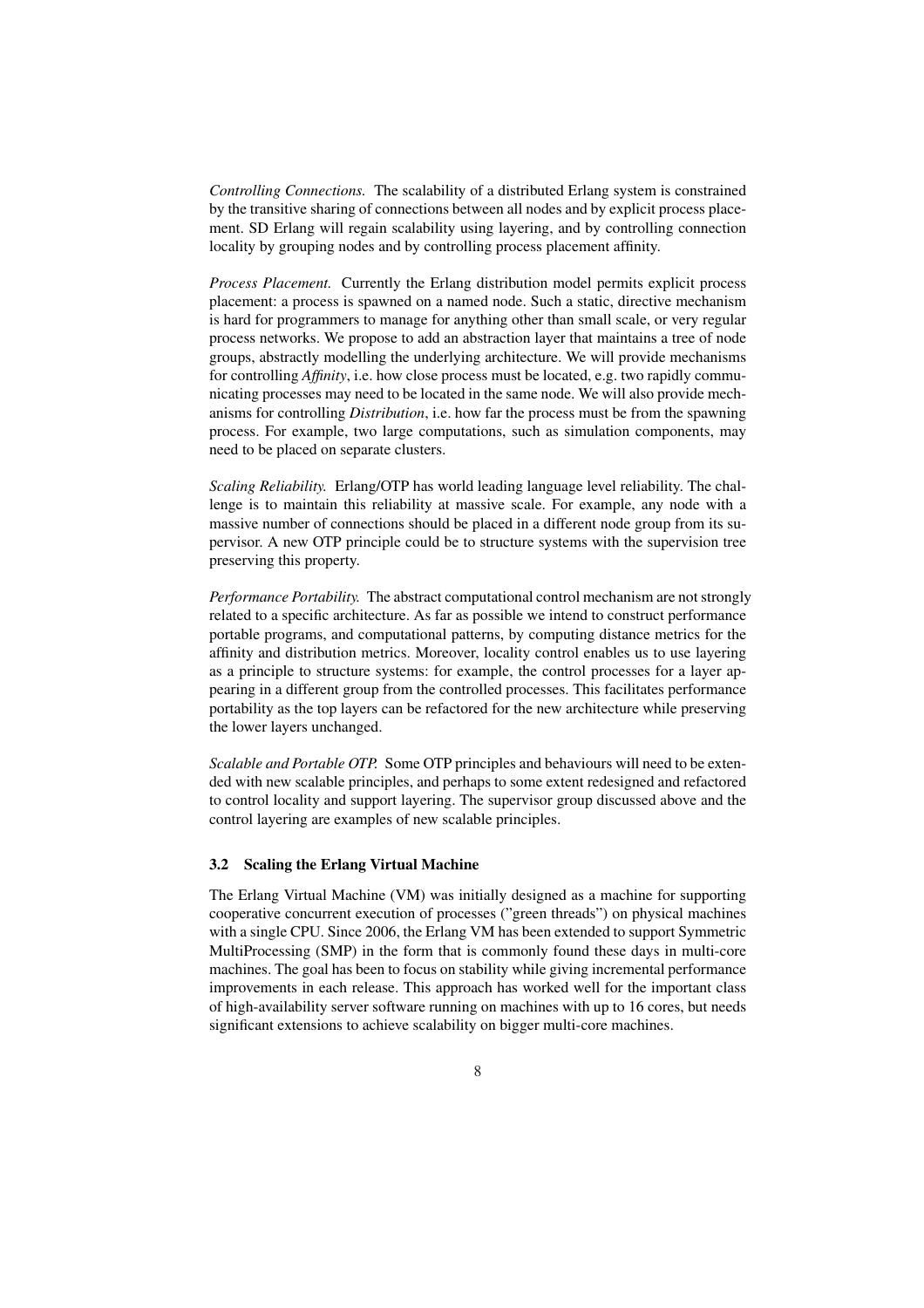*Controlling Connections.* The scalability of a distributed Erlang system is constrained by the transitive sharing of connections between all nodes and by explicit process placement. SD Erlang will regain scalability using layering, and by controlling connection locality by grouping nodes and by controlling process placement affinity.

*Process Placement.* Currently the Erlang distribution model permits explicit process placement: a process is spawned on a named node. Such a static, directive mechanism is hard for programmers to manage for anything other than small scale, or very regular process networks. We propose to add an abstraction layer that maintains a tree of node groups, abstractly modelling the underlying architecture. We will provide mechanisms for controlling *Affinity*, i.e. how close process must be located, e.g. two rapidly communicating processes may need to be located in the same node. We will also provide mechanisms for controlling *Distribution*, i.e. how far the process must be from the spawning process. For example, two large computations, such as simulation components, may need to be placed on separate clusters.

*Scaling Reliability.* Erlang/OTP has world leading language level reliability. The challenge is to maintain this reliability at massive scale. For example, any node with a massive number of connections should be placed in a different node group from its supervisor. A new OTP principle could be to structure systems with the supervision tree preserving this property.

*Performance Portability.* The abstract computational control mechanism are not strongly related to a specific architecture. As far as possible we intend to construct performance portable programs, and computational patterns, by computing distance metrics for the affinity and distribution metrics. Moreover, locality control enables us to use layering as a principle to structure systems: for example, the control processes for a layer appearing in a different group from the controlled processes. This facilitates performance portability as the top layers can be refactored for the new architecture while preserving the lower layers unchanged.

*Scalable and Portable OTP.* Some OTP principles and behaviours will need to be extended with new scalable principles, and perhaps to some extent redesigned and refactored to control locality and support layering. The supervisor group discussed above and the control layering are examples of new scalable principles.

### 3.2 Scaling the Erlang Virtual Machine

The Erlang Virtual Machine (VM) was initially designed as a machine for supporting cooperative concurrent execution of processes ("green threads") on physical machines with a single CPU. Since 2006, the Erlang VM has been extended to support Symmetric MultiProcessing (SMP) in the form that is commonly found these days in multi-core machines. The goal has been to focus on stability while giving incremental performance improvements in each release. This approach has worked well for the important class of high-availability server software running on machines with up to 16 cores, but needs significant extensions to achieve scalability on bigger multi-core machines.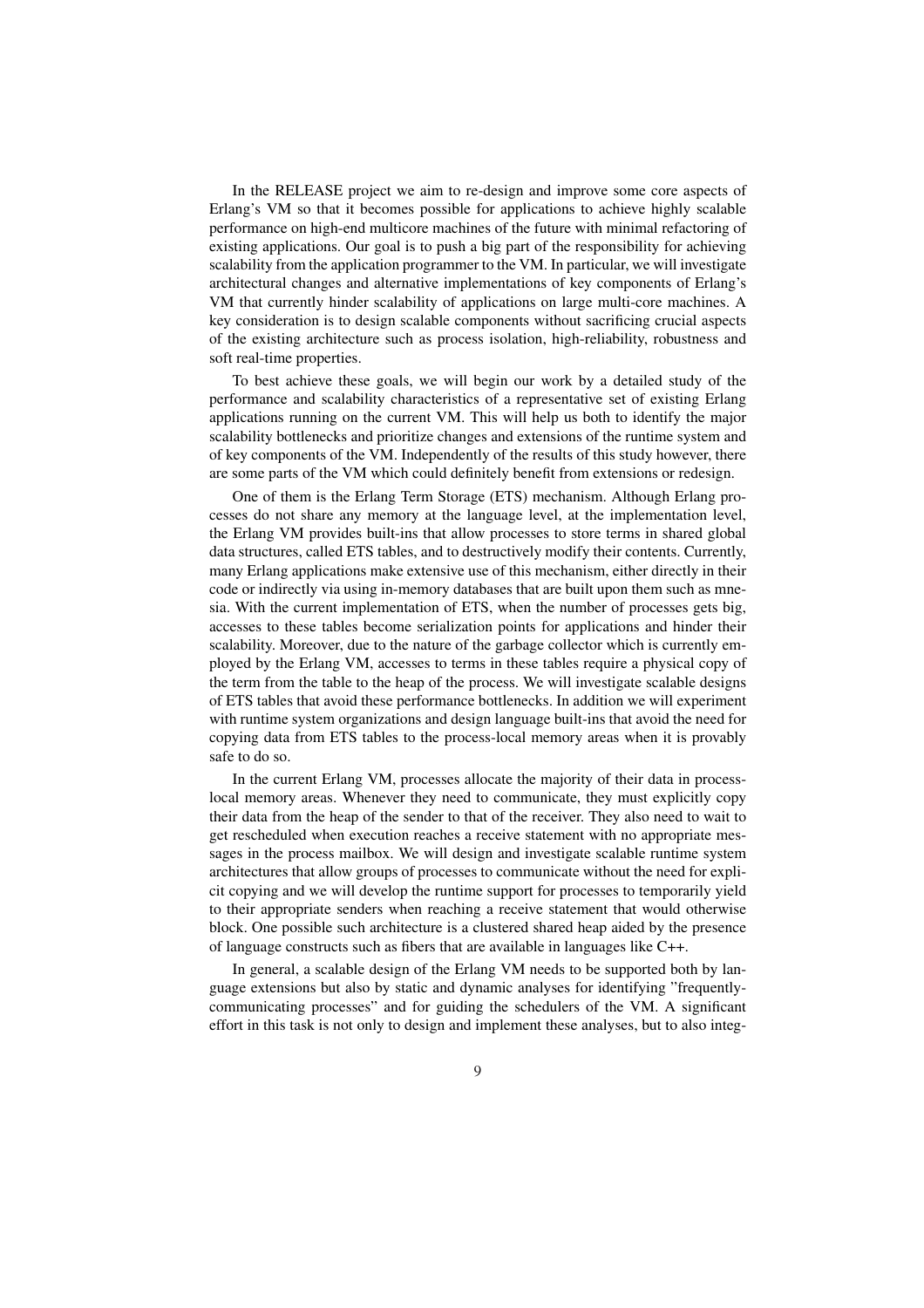In the RELEASE project we aim to re-design and improve some core aspects of Erlang's VM so that it becomes possible for applications to achieve highly scalable performance on high-end multicore machines of the future with minimal refactoring of existing applications. Our goal is to push a big part of the responsibility for achieving scalability from the application programmer to the VM. In particular, we will investigate architectural changes and alternative implementations of key components of Erlang's VM that currently hinder scalability of applications on large multi-core machines. A key consideration is to design scalable components without sacrificing crucial aspects of the existing architecture such as process isolation, high-reliability, robustness and soft real-time properties.

To best achieve these goals, we will begin our work by a detailed study of the performance and scalability characteristics of a representative set of existing Erlang applications running on the current VM. This will help us both to identify the major scalability bottlenecks and prioritize changes and extensions of the runtime system and of key components of the VM. Independently of the results of this study however, there are some parts of the VM which could definitely benefit from extensions or redesign.

One of them is the Erlang Term Storage (ETS) mechanism. Although Erlang processes do not share any memory at the language level, at the implementation level, the Erlang VM provides built-ins that allow processes to store terms in shared global data structures, called ETS tables, and to destructively modify their contents. Currently, many Erlang applications make extensive use of this mechanism, either directly in their code or indirectly via using in-memory databases that are built upon them such as mnesia. With the current implementation of ETS, when the number of processes gets big, accesses to these tables become serialization points for applications and hinder their scalability. Moreover, due to the nature of the garbage collector which is currently employed by the Erlang VM, accesses to terms in these tables require a physical copy of the term from the table to the heap of the process. We will investigate scalable designs of ETS tables that avoid these performance bottlenecks. In addition we will experiment with runtime system organizations and design language built-ins that avoid the need for copying data from ETS tables to the process-local memory areas when it is provably safe to do so.

In the current Erlang VM, processes allocate the majority of their data in process-local memory areas. Whenever they need to communicate, they must explicitly copy their data from the heap of the sender to that of the receiver. They also need to wait to get rescheduled when execution reaches a receive statement with no appropriate messages in the process mailbox. We will design and investigate scalable runtime system architectures that allow groups of processes to communicate without the need for explicit copying and we will develop the runtime support for processes to temporarily yield to their appropriate senders when reaching a receive statement that would otherwise block. One possible such architecture is a clustered shared heap aided by the presence of language constructs such as fibers that are available in languages like C++.

In general, a scalable design of the Erlang VM needs to be supported both by language extensions but also by static and dynamic analyses for identifying "frequently-communicating processes" and for guiding the schedulers of the VM. A significant effort in this task is not only to design and implement these analyses, but to also integ-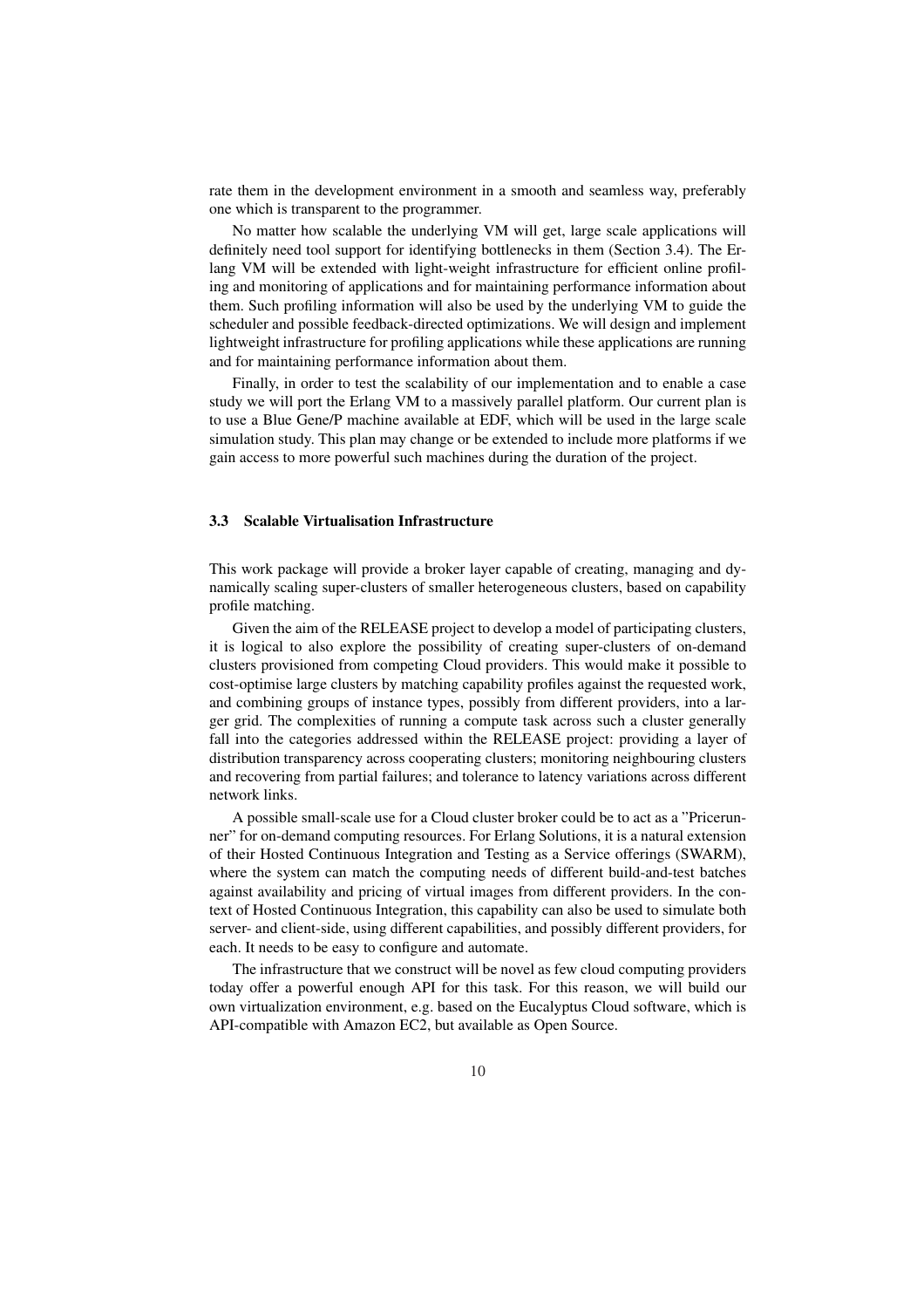rate them in the development environment in a smooth and seamless way, preferably one which is transparent to the programmer.

No matter how scalable the underlying VM will get, large scale applications will definitely need tool support for identifying bottlenecks in them (Section 3.4). The Erlang VM will be extended with light-weight infrastructure for efficient online profiling and monitoring of applications and for maintaining performance information about them. Such profiling information will also be used by the underlying VM to guide the scheduler and possible feedback-directed optimizations. We will design and implement lightweight infrastructure for profiling applications while these applications are running and for maintaining performance information about them.

Finally, in order to test the scalability of our implementation and to enable a case study we will port the Erlang VM to a massively parallel platform. Our current plan is to use a Blue Gene/P machine available at EDF, which will be used in the large scale simulation study. This plan may change or be extended to include more platforms if we gain access to more powerful such machines during the duration of the project.

### 3.3 Scalable Virtualisation Infrastructure

This work package will provide a broker layer capable of creating, managing and dynamically scaling super-clusters of smaller heterogeneous clusters, based on capability profile matching.

Given the aim of the RELEASE project to develop a model of participating clusters, it is logical to also explore the possibility of creating super-clusters of on-demand clusters provisioned from competing Cloud providers. This would make it possible to cost-optimise large clusters by matching capability profiles against the requested work, and combining groups of instance types, possibly from different providers, into a larger grid. The complexities of running a compute task across such a cluster generally fall into the categories addressed within the RELEASE project: providing a layer of distribution transparency across cooperating clusters; monitoring neighbouring clusters and recovering from partial failures; and tolerance to latency variations across different network links.

A possible small-scale use for a Cloud cluster broker could be to act as a "Pricerunner" for on-demand computing resources. For Erlang Solutions, it is a natural extension of their Hosted Continuous Integration and Testing as a Service offerings (SWARM), where the system can match the computing needs of different build-and-test batches against availability and pricing of virtual images from different providers. In the context of Hosted Continuous Integration, this capability can also be used to simulate both server- and client-side, using different capabilities, and possibly different providers, for each. It needs to be easy to configure and automate.

The infrastructure that we construct will be novel as few cloud computing providers today offer a powerful enough API for this task. For this reason, we will build our own virtualization environment, e.g. based on the Eucalyptus Cloud software, which is API-compatible with Amazon EC2, but available as Open Source.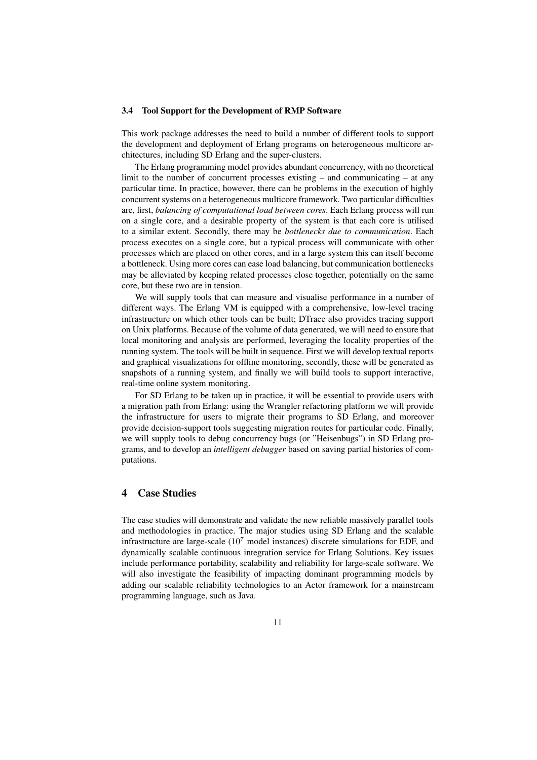### 3.4 Tool Support for the Development of RMP Software

This work package addresses the need to build a number of different tools to support the development and deployment of Erlang programs on heterogeneous multicore architectures, including SD Erlang and the super-clusters.

The Erlang programming model provides abundant concurrency, with no theoretical limit to the number of concurrent processes existing – and communicating – at any particular time. In practice, however, there can be problems in the execution of highly concurrent systems on a heterogeneous multicore framework. Two particular difficulties are, first, *balancing of computational load between cores*. Each Erlang process will run on a single core, and a desirable property of the system is that each core is utilised to a similar extent. Secondly, there may be *bottlenecks due to communication*. Each process executes on a single core, but a typical process will communicate with other processes which are placed on other cores, and in a large system this can itself become a bottleneck. Using more cores can ease load balancing, but communication bottlenecks may be alleviated by keeping related processes close together, potentially on the same core, but these two are in tension.

We will supply tools that can measure and visualise performance in a number of different ways. The Erlang VM is equipped with a comprehensive, low-level tracing infrastructure on which other tools can be built; DTrace also provides tracing support on Unix platforms. Because of the volume of data generated, we will need to ensure that local monitoring and analysis are performed, leveraging the locality properties of the running system. The tools will be built in sequence. First we will develop textual reports and graphical visualizations for offline monitoring, secondly, these will be generated as snapshots of a running system, and finally we will build tools to support interactive, real-time online system monitoring.

For SD Erlang to be taken up in practice, it will be essential to provide users with a migration path from Erlang: using the Wrangler refactoring platform we will provide the infrastructure for users to migrate their programs to SD Erlang, and moreover provide decision-support tools suggesting migration routes for particular code. Finally, we will supply tools to debug concurrency bugs (or "Heisenbugs") in SD Erlang programs, and to develop an *intelligent debugger* based on saving partial histories of computations.

## 4 Case Studies

The case studies will demonstrate and validate the new reliable massively parallel tools and methodologies in practice. The major studies using SD Erlang and the scalable infrastructure are large-scale ($10^7$ model instances) discrete simulations for EDF, and dynamically scalable continuous integration service for Erlang Solutions. Key issues include performance portability, scalability and reliability for large-scale software. We will also investigate the feasibility of impacting dominant programming models by adding our scalable reliability technologies to an Actor framework for a mainstream programming language, such as Java.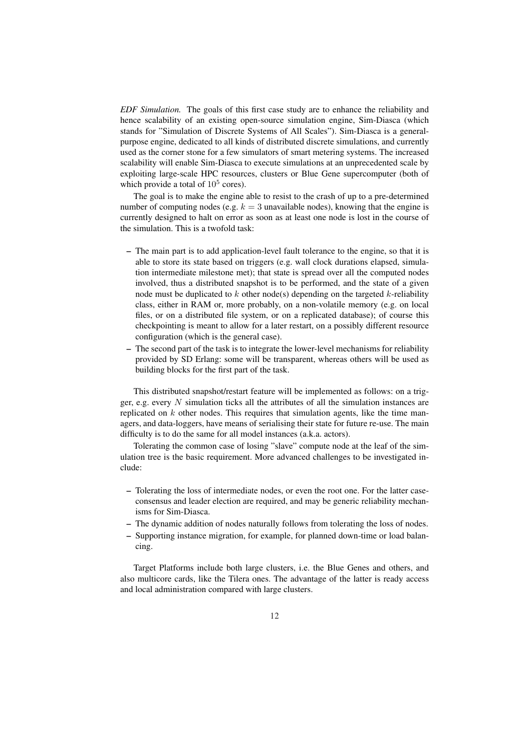*EDF Simulation.* The goals of this first case study are to enhance the reliability and hence scalability of an existing open-source simulation engine, Sim-Diasca (which stands for "Simulation of Discrete Systems of All Scales"). Sim-Diasca is a general-purpose engine, dedicated to all kinds of distributed discrete simulations, and currently used as the corner stone for a few simulators of smart metering systems. The increased scalability will enable Sim-Diasca to execute simulations at an unprecedented scale by exploiting large-scale HPC resources, clusters or Blue Gene supercomputer (both of which provide a total of $10^5$ cores).

The goal is to make the engine able to resist to the crash of up to a pre-determined number of computing nodes (e.g. $k = 3$ unavailable nodes), knowing that the engine is currently designed to halt on error as soon as at least one node is lost in the course of the simulation. This is a twofold task:

- The main part is to add application-level fault tolerance to the engine, so that it is able to store its state based on triggers (e.g. wall clock durations elapsed, simulation intermediate milestone met); that state is spread over all the computed nodes involved, thus a distributed snapshot is to be performed, and the state of a given node must be duplicated to $k$ other node(s) depending on the targeted $k$-reliability class, either in RAM or, more probably, on a non-volatile memory (e.g. on local files, or on a distributed file system, or on a replicated database); of course this checkpointing is meant to allow for a later restart, on a possibly different resource configuration (which is the general case).
- The second part of the task is to integrate the lower-level mechanisms for reliability provided by SD Erlang: some will be transparent, whereas others will be used as building blocks for the first part of the task.

This distributed snapshot/restart feature will be implemented as follows: on a trigger, e.g. every $N$ simulation ticks all the attributes of all the simulation instances are replicated on $k$ other nodes. This requires that simulation agents, like the time managers, and data-loggers, have means of serialising their state for future re-use. The main difficulty is to do the same for all model instances (a.k.a. actors).

Tolerating the common case of losing "slave" compute node at the leaf of the simulation tree is the basic requirement. More advanced challenges to be investigated include:

- Tolerating the loss of intermediate nodes, or even the root one. For the latter case-consensus and leader election are required, and may be generic reliability mechanisms for Sim-Diasca.
- The dynamic addition of nodes naturally follows from tolerating the loss of nodes.
- Supporting instance migration, for example, for planned down-time or load balancing.

Target Platforms include both large clusters, i.e. the Blue Genes and others, and also multicore cards, like the Tilera ones. The advantage of the latter is ready access and local administration compared with large clusters.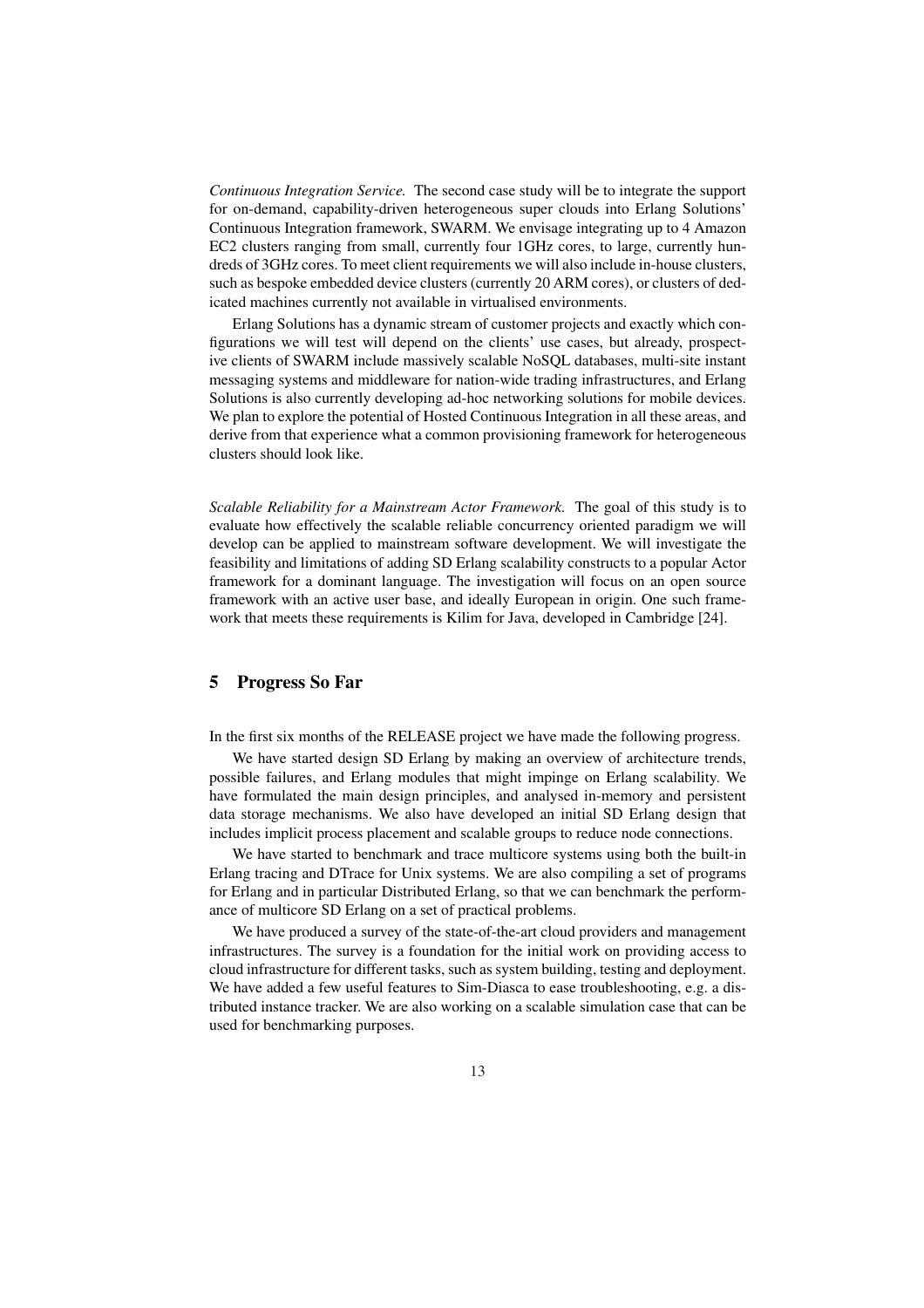*Continuous Integration Service.* The second case study will be to integrate the support for on-demand, capability-driven heterogeneous super clouds into Erlang Solutions' Continuous Integration framework, SWARM. We envisage integrating up to 4 Amazon EC2 clusters ranging from small, currently four 1GHz cores, to large, currently hundreds of 3GHz cores. To meet client requirements we will also include in-house clusters, such as bespoke embedded device clusters (currently 20 ARM cores), or clusters of dedicated machines currently not available in virtualised environments.

Erlang Solutions has a dynamic stream of customer projects and exactly which configurations we will test will depend on the clients' use cases, but already, prospective clients of SWARM include massively scalable NoSQL databases, multi-site instant messaging systems and middleware for nation-wide trading infrastructures, and Erlang Solutions is also currently developing ad-hoc networking solutions for mobile devices. We plan to explore the potential of Hosted Continuous Integration in all these areas, and derive from that experience what a common provisioning framework for heterogeneous clusters should look like.

*Scalable Reliability for a Mainstream Actor Framework.* The goal of this study is to evaluate how effectively the scalable reliable concurrency oriented paradigm we will develop can be applied to mainstream software development. We will investigate the feasibility and limitations of adding SD Erlang scalability constructs to a popular Actor framework for a dominant language. The investigation will focus on an open source framework with an active user base, and ideally European in origin. One such framework that meets these requirements is Kilim for Java, developed in Cambridge [24].

## 5 Progress So Far

In the first six months of the RELEASE project we have made the following progress.

We have started design SD Erlang by making an overview of architecture trends, possible failures, and Erlang modules that might impinge on Erlang scalability. We have formulated the main design principles, and analysed in-memory and persistent data storage mechanisms. We also have developed an initial SD Erlang design that includes implicit process placement and scalable groups to reduce node connections.

We have started to benchmark and trace multicore systems using both the built-in Erlang tracing and DTrace for Unix systems. We are also compiling a set of programs for Erlang and in particular Distributed Erlang, so that we can benchmark the performance of multicore SD Erlang on a set of practical problems.

We have produced a survey of the state-of-the-art cloud providers and management infrastructures. The survey is a foundation for the initial work on providing access to cloud infrastructure for different tasks, such as system building, testing and deployment. We have added a few useful features to Sim-Diasca to ease troubleshooting, e.g. a distributed instance tracker. We are also working on a scalable simulation case that can be used for benchmarking purposes.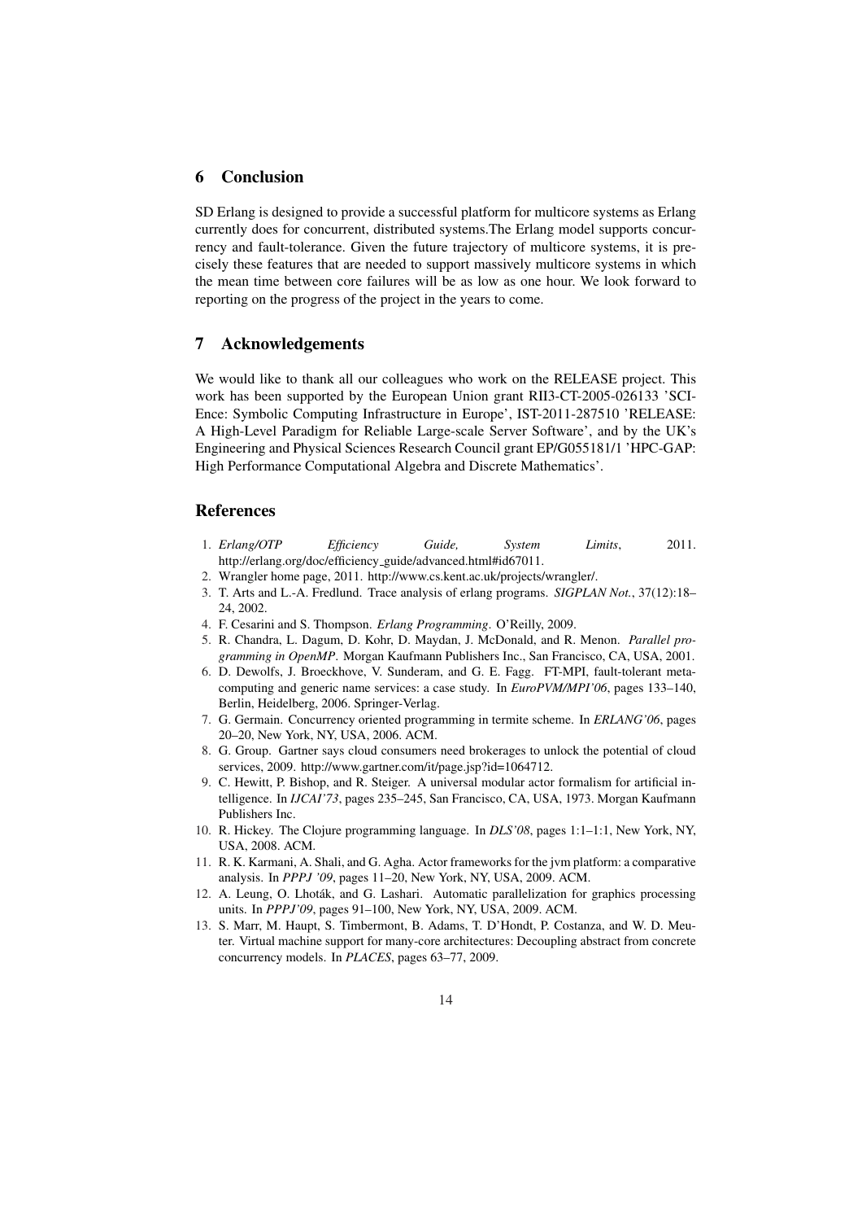## 6 Conclusion

SD Erlang is designed to provide a successful platform for multicore systems as Erlang currently does for concurrent, distributed systems.The Erlang model supports concurrency and fault-tolerance. Given the future trajectory of multicore systems, it is precisely these features that are needed to support massively multicore systems in which the mean time between core failures will be as low as one hour. We look forward to reporting on the progress of the project in the years to come.

## 7 Acknowledgements

We would like to thank all our colleagues who work on the RELEASE project. This work has been supported by the European Union grant RII3-CT-2005-026133 'SCIEnce: Symbolic Computing Infrastructure in Europe', IST-2011-287510 'RELEASE: A High-Level Paradigm for Reliable Large-scale Server Software', and by the UK's Engineering and Physical Sciences Research Council grant EP/G055181/1 'HPC-GAP: High Performance Computational Algebra and Discrete Mathematics'.

## References

1. *Erlang/OTP Efficiency Guide, System Limits*, 2011. http://erlang.org/doc/efficiency_guide/advanced.html#id67011.
2. Wrangler home page, 2011. http://www.cs.kent.ac.uk/projects/wrangler/.
3. T. Arts and L.-A. Fredlund. Trace analysis of erlang programs. *SIGPLAN Not.*, 37(12):18–24, 2002.
4. F. Cesarini and S. Thompson. *Erlang Programming*. O'Reilly, 2009.
5. R. Chandra, L. Dagum, D. Kohr, D. Maydan, J. McDonald, and R. Menon. *Parallel programming in OpenMP*. Morgan Kaufmann Publishers Inc., San Francisco, CA, USA, 2001.
6. D. Dewolfs, J. Broeckhove, V. Sunderam, and G. E. Fagg. FT-MPI, fault-tolerant metacomputing and generic name services: a case study. In *EuroPVM/MPI'06*, pages 133–140, Berlin, Heidelberg, 2006. Springer-Verlag.
7. G. Germain. Concurrency oriented programming in termite scheme. In *ERLANG'06*, pages 20–20, New York, NY, USA, 2006. ACM.
8. G. Group. Gartner says cloud consumers need brokerages to unlock the potential of cloud services, 2009. http://www.gartner.com/it/page.jsp?id=1064712.
9. C. Hewitt, P. Bishop, and R. Steiger. A universal modular actor formalism for artificial intelligence. In *IJCAI'73*, pages 235–245, San Francisco, CA, USA, 1973. Morgan Kaufmann Publishers Inc.
10. R. Hickey. The Clojure programming language. In *DLS'08*, pages 1:1–1:1, New York, NY, USA, 2008. ACM.
11. R. K. Karmani, A. Shali, and G. Agha. Actor frameworks for the jvm platform: a comparative analysis. In *PPPJ '09*, pages 11–20, New York, NY, USA, 2009. ACM.
12. A. Leung, O. Lhoták, and G. Lashari. Automatic parallelization for graphics processing units. In *PPPJ'09*, pages 91–100, New York, NY, USA, 2009. ACM.
13. S. Marr, M. Haupt, S. Timbermont, B. Adams, T. D'Hondt, P. Costanza, and W. D. Meuter. Virtual machine support for many-core architectures: Decoupling abstract from concrete concurrency models. In *PLACES*, pages 63–77, 2009.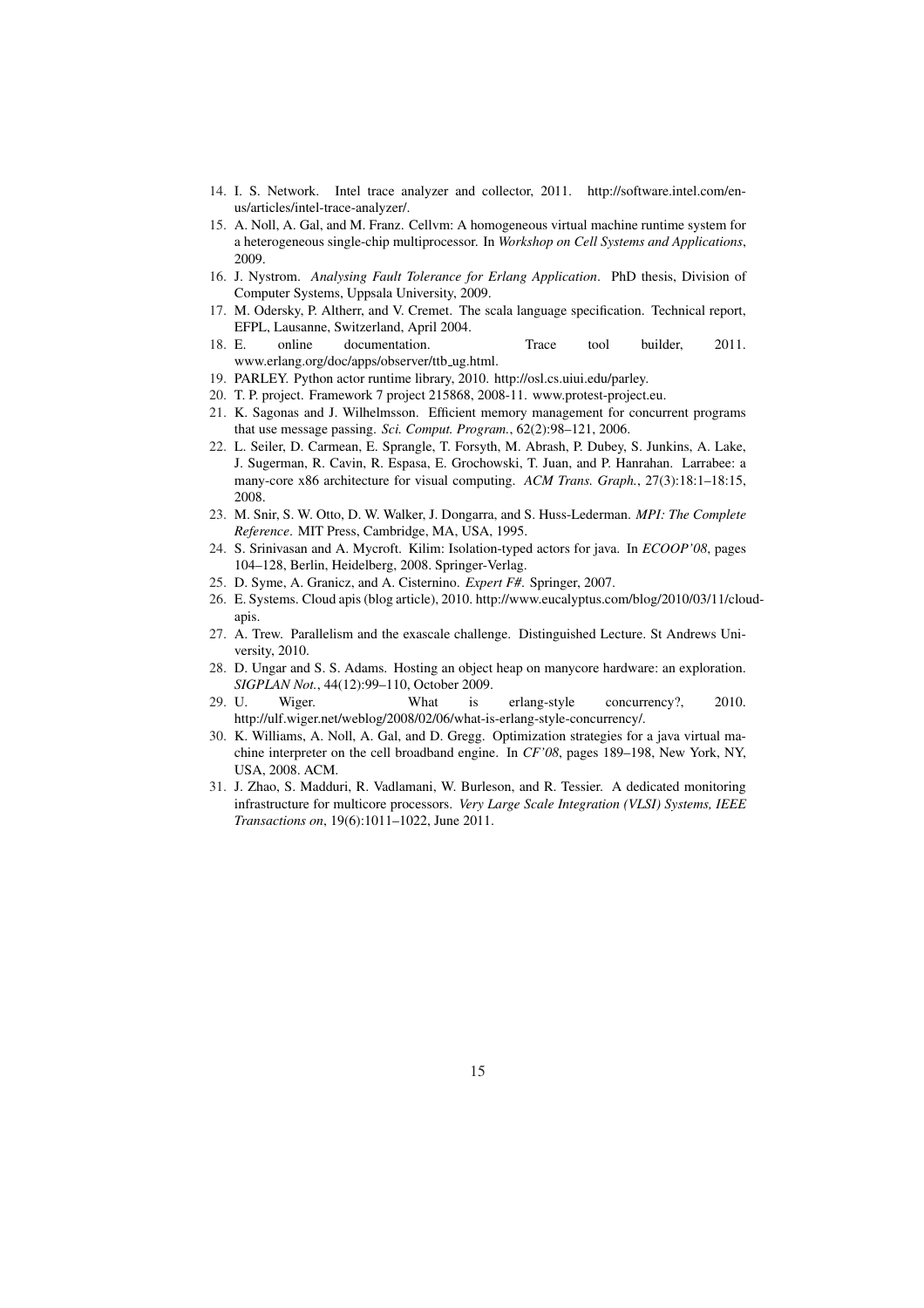14. I. S. Network. Intel trace analyzer and collector, 2011. http://software.intel.com/en-us/articles/intel-trace-analyzer/.
15. A. Noll, A. Gal, and M. Franz. Cellvm: A homogeneous virtual machine runtime system for a heterogeneous single-chip multiprocessor. In *Workshop on Cell Systems and Applications*, 2009.
16. J. Nystrom. *Analysing Fault Tolerance for Erlang Application*. PhD thesis, Division of Computer Systems, Uppsala University, 2009.
17. M. Odersky, P. Altherr, and V. Cremet. The scala language specification. Technical report, EFPL, Lausanne, Switzerland, April 2004.
18. E. online documentation. Trace tool builder, 2011. www.erlang.org/doc/apps/observer/ttb_ug.html.
19. PARLEY. Python actor runtime library, 2010. http://osl.cs.uiui.edu/parley.
20. T. P. project. Framework 7 project 215868, 2008-11. www.protest-project.eu.
21. K. Sagonas and J. Wilhelmsson. Efficient memory management for concurrent programs that use message passing. *Sci. Comput. Program.*, 62(2):98–121, 2006.
22. L. Seiler, D. Carmean, E. Sprangle, T. Forsyth, M. Abrash, P. Dubey, S. Junkins, A. Lake, J. Sugerman, R. Cavin, R. Espasa, E. Grochowski, T. Juan, and P. Hanrahan. Larrabee: a many-core x86 architecture for visual computing. *ACM Trans. Graph.*, 27(3):18:1–18:15, 2008.
23. M. Snir, S. W. Otto, D. W. Walker, J. Dongarra, and S. Huss-Lederman. *MPI: The Complete Reference*. MIT Press, Cambridge, MA, USA, 1995.
24. S. Srinivasan and A. Mycroft. Kilim: Isolation-typed actors for java. In *ECOOP'08*, pages 104–128, Berlin, Heidelberg, 2008. Springer-Verlag.
25. D. Syme, A. Granicz, and A. Cisternino. *Expert F#*. Springer, 2007.
26. E. Systems. Cloud apis (blog article), 2010. http://www.eucalyptus.com/blog/2010/03/11/cloud-apis.
27. A. Trew. Parallelism and the exascale challenge. Distinguished Lecture. St Andrews University, 2010.
28. D. Ungar and S. S. Adams. Hosting an object heap on manycore hardware: an exploration. *SIGPLAN Not.*, 44(12):99–110, October 2009.
29. U. Wiger. What is erlang-style concurrency?, 2010. http://ulf.wiger.net/weblog/2008/02/06/what-is-erlang-style-concurrency/.
30. K. Williams, A. Noll, A. Gal, and D. Gregg. Optimization strategies for a java virtual machine interpreter on the cell broadband engine. In *CF'08*, pages 189–198, New York, NY, USA, 2008. ACM.
31. J. Zhao, S. Madduri, R. Vadlamani, W. Burleson, and R. Tessier. A dedicated monitoring infrastructure for multicore processors. *Very Large Scale Integration (VLSI) Systems, IEEE Transactions on*, 19(6):1011–1022, June 2011.